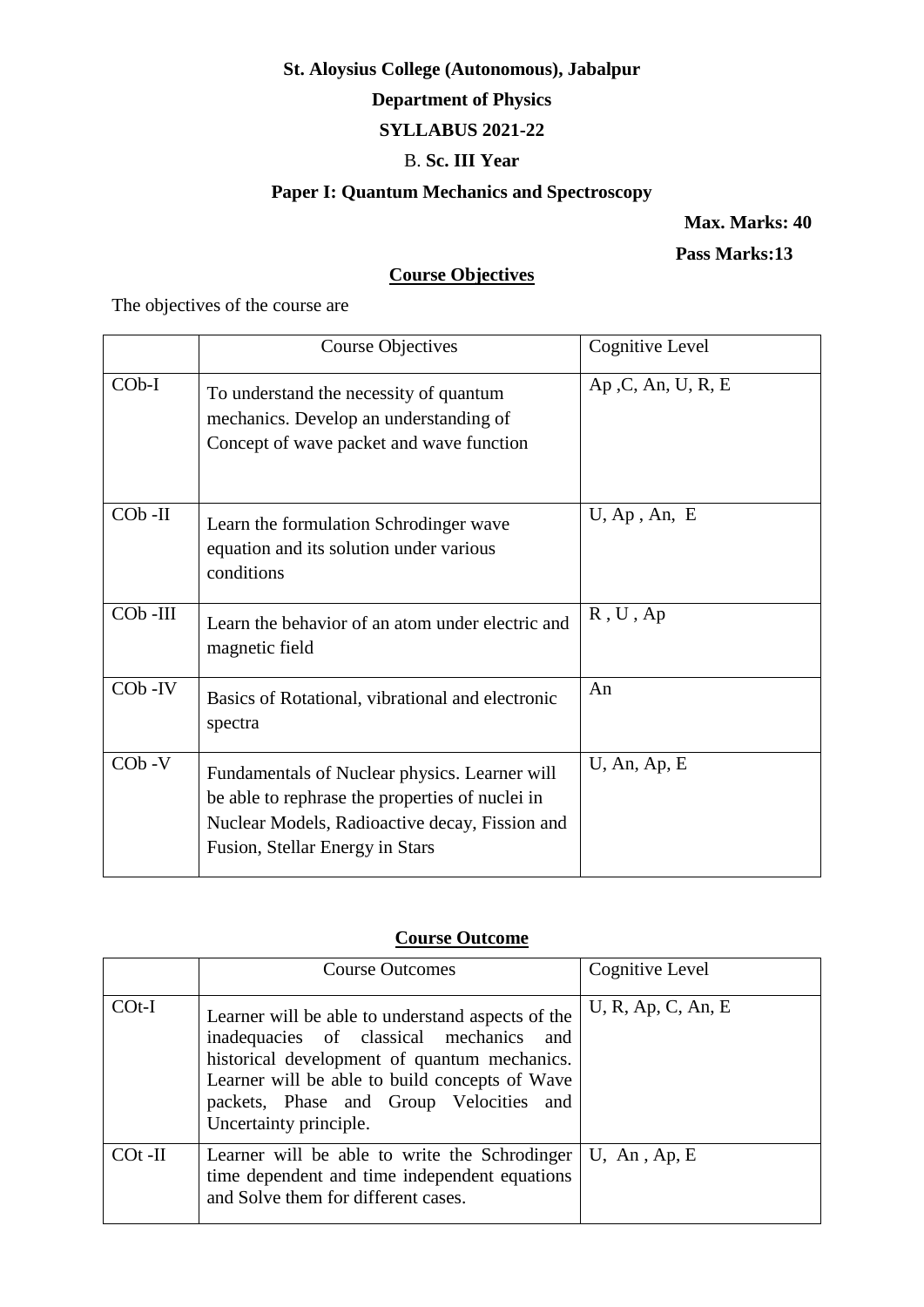**St. Aloysius College (Autonomous), Jabalpur**

**Department of Physics**

**SYLLABUS 2021-22**

B. **Sc. III Year**

**Paper I: Quantum Mechanics and Spectroscopy**

**Max. Marks: 40**

**Pass Marks:13**

## Course Objectives

The objectives of the course are

| | Course Objectives | Cognitive Level |
|---|---|---|
| COb-I | To understand the necessity of quantum mechanics. Develop an understanding of Concept of wave packet and wave function | Ap ,C, An, U, R, E |
| COb -II | Learn the formulation Schrodinger wave equation and its solution under various conditions | U, Ap , An, E |
| COb -III | Learn the behavior of an atom under electric and magnetic field | R , U , Ap |
| COb -IV | Basics of Rotational, vibrational and electronic spectra | An |
| COb -V | Fundamentals of Nuclear physics. Learner will be able to rephrase the properties of nuclei in Nuclear Models, Radioactive decay, Fission and Fusion, Stellar Energy in Stars | U, An, Ap, E |

## Course Outcome

| | Course Outcomes | Cognitive Level |
|---|---|---|
| COt-I | Learner will be able to understand aspects of the inadequacies of classical mechanics and historical development of quantum mechanics. Learner will be able to build concepts of Wave packets, Phase and Group Velocities and Uncertainty principle. | U, R, Ap, C, An, E |
| COt -II | Learner will be able to write the Schrodinger time dependent and time independent equations and Solve them for different cases. | U, An , Ap, E |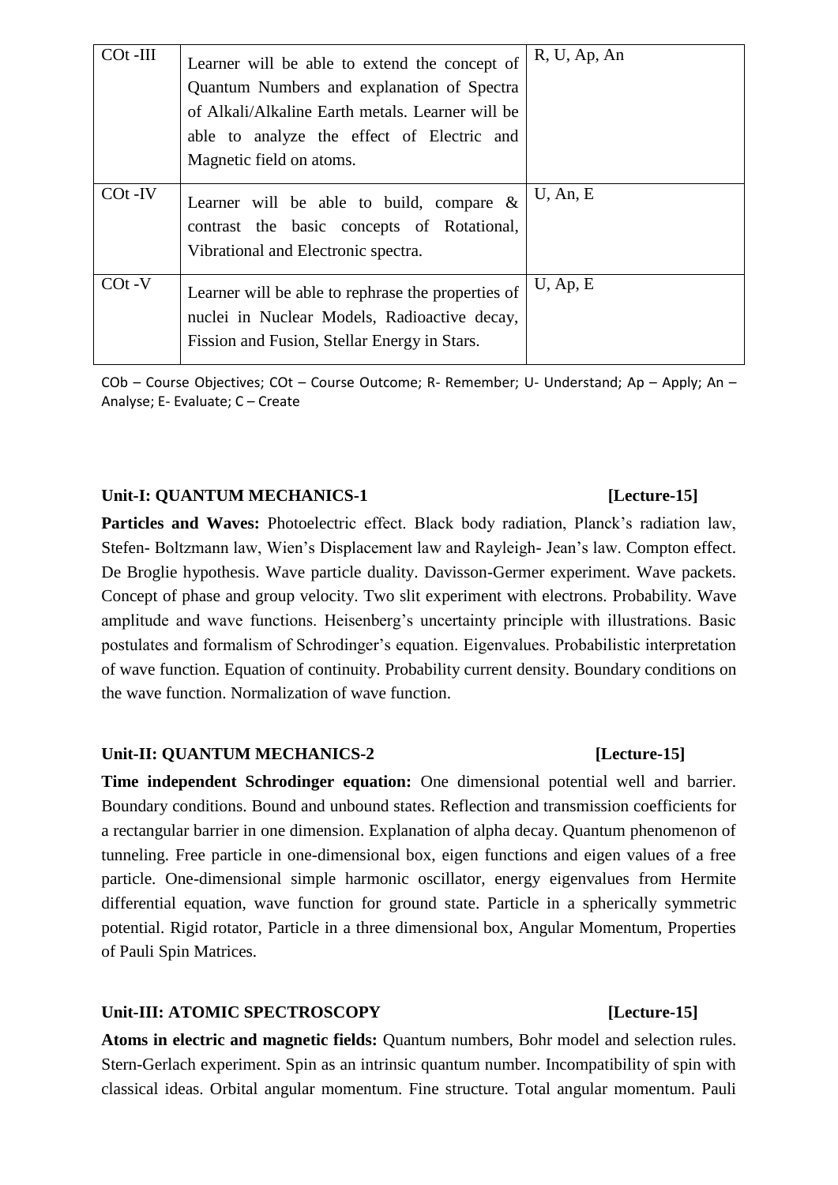| COt -III | Learner will be able to extend the concept of Quantum Numbers and explanation of Spectra of Alkali/Alkaline Earth metals. Learner will be able to analyze the effect of Electric and Magnetic field on atoms. | R, U, Ap, An |
|---|---|---|
| COt -IV | Learner will be able to build, compare & contrast the basic concepts of Rotational, Vibrational and Electronic spectra. | U, An, E |
| COt -V | Learner will be able to rephrase the properties of nuclei in Nuclear Models, Radioactive decay, Fission and Fusion, Stellar Energy in Stars. | U, Ap, E |

COb – Course Objectives; COt – Course Outcome; R- Remember; U- Understand; Ap – Apply; An – Analyse; E- Evaluate; C – Create

**Unit-I: QUANTUM MECHANICS-1 [Lecture-15]**

**Particles and Waves:** Photoelectric effect. Black body radiation, Planck's radiation law, Stefen- Boltzmann law, Wien's Displacement law and Rayleigh- Jean's law. Compton effect. De Broglie hypothesis. Wave particle duality. Davisson-Germer experiment. Wave packets. Concept of phase and group velocity. Two slit experiment with electrons. Probability. Wave amplitude and wave functions. Heisenberg's uncertainty principle with illustrations. Basic postulates and formalism of Schrodinger's equation. Eigenvalues. Probabilistic interpretation of wave function. Equation of continuity. Probability current density. Boundary conditions on the wave function. Normalization of wave function.

**Unit-II: QUANTUM MECHANICS-2 [Lecture-15]**

**Time independent Schrodinger equation:** One dimensional potential well and barrier. Boundary conditions. Bound and unbound states. Reflection and transmission coefficients for a rectangular barrier in one dimension. Explanation of alpha decay. Quantum phenomenon of tunneling. Free particle in one-dimensional box, eigen functions and eigen values of a free particle. One-dimensional simple harmonic oscillator, energy eigenvalues from Hermite differential equation, wave function for ground state. Particle in a spherically symmetric potential. Rigid rotator, Particle in a three dimensional box, Angular Momentum, Properties of Pauli Spin Matrices.

**Unit-III: ATOMIC SPECTROSCOPY [Lecture-15]**

**Atoms in electric and magnetic fields:** Quantum numbers, Bohr model and selection rules. Stern-Gerlach experiment. Spin as an intrinsic quantum number. Incompatibility of spin with classical ideas. Orbital angular momentum. Fine structure. Total angular momentum. Pauli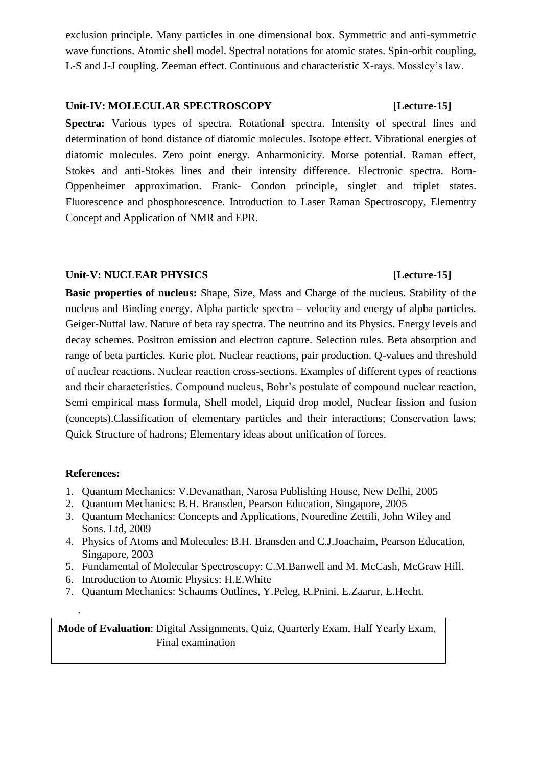exclusion principle. Many particles in one dimensional box. Symmetric and anti-symmetric wave functions. Atomic shell model. Spectral notations for atomic states. Spin-orbit coupling, L-S and J-J coupling. Zeeman effect. Continuous and characteristic X-rays. Mossley's law.

### Unit-IV: MOLECULAR SPECTROSCOPY [Lecture-15]

**Spectra:** Various types of spectra. Rotational spectra. Intensity of spectral lines and determination of bond distance of diatomic molecules. Isotope effect. Vibrational energies of diatomic molecules. Zero point energy. Anharmonicity. Morse potential. Raman effect, Stokes and anti-Stokes lines and their intensity difference. Electronic spectra. Born-Oppenheimer approximation. Frank- Condon principle, singlet and triplet states. Fluorescence and phosphorescence. Introduction to Laser Raman Spectroscopy, Elementry Concept and Application of NMR and EPR.

### Unit-V: NUCLEAR PHYSICS [Lecture-15]

**Basic properties of nucleus:** Shape, Size, Mass and Charge of the nucleus. Stability of the nucleus and Binding energy. Alpha particle spectra – velocity and energy of alpha particles. Geiger-Nuttal law. Nature of beta ray spectra. The neutrino and its Physics. Energy levels and decay schemes. Positron emission and electron capture. Selection rules. Beta absorption and range of beta particles. Kurie plot. Nuclear reactions, pair production. Q-values and threshold of nuclear reactions. Nuclear reaction cross-sections. Examples of different types of reactions and their characteristics. Compound nucleus, Bohr's postulate of compound nuclear reaction, Semi empirical mass formula, Shell model, Liquid drop model, Nuclear fission and fusion (concepts).Classification of elementary particles and their interactions; Conservation laws; Quick Structure of hadrons; Elementary ideas about unification of forces.

**References:**

1. Quantum Mechanics: V.Devanathan, Narosa Publishing House, New Delhi, 2005
2. Quantum Mechanics: B.H. Bransden, Pearson Education, Singapore, 2005
3. Quantum Mechanics: Concepts and Applications, Nouredine Zettili, John Wiley and Sons. Ltd, 2009
4. Physics of Atoms and Molecules: B.H. Bransden and C.J.Joachaim, Pearson Education, Singapore, 2003
5. Fundamental of Molecular Spectroscopy: C.M.Banwell and M. McCash, McGraw Hill.
6. Introduction to Atomic Physics: H.E.White
7. Quantum Mechanics: Schaums Outlines, Y.Peleg, R.Pnini, E.Zaarur, E.Hecht.

**Mode of Evaluation**: Digital Assignments, Quiz, Quarterly Exam, Half Yearly Exam, Final examination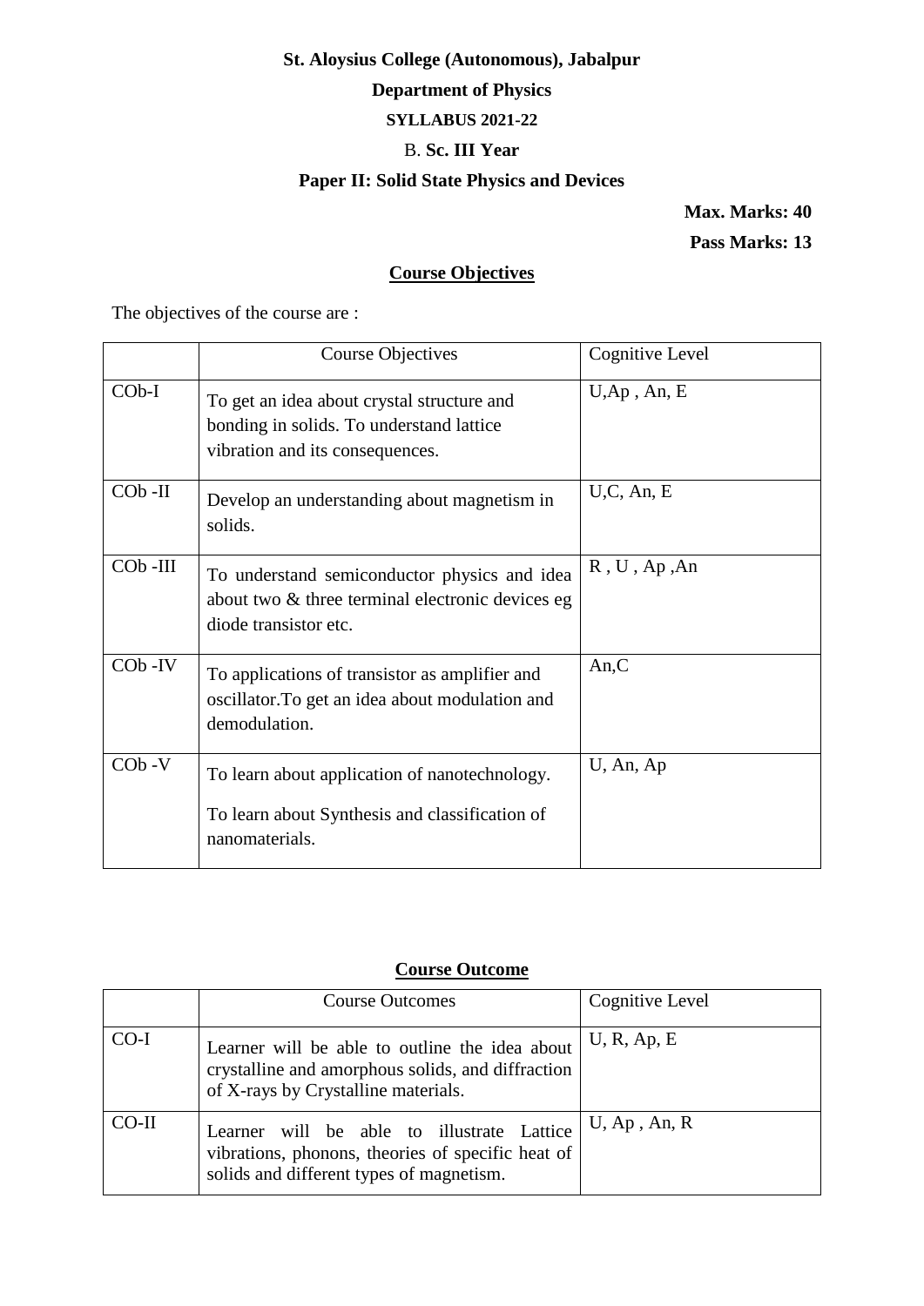**St. Aloysius College (Autonomous), Jabalpur**

**Department of Physics**

**SYLLABUS 2021-22**

B. **Sc. III Year**

**Paper II: Solid State Physics and Devices**

**Max. Marks: 40**

**Pass Marks: 13**

## Course Objectives

The objectives of the course are :

| | Course Objectives | Cognitive Level |
|---|---|---|
| COb-I | To get an idea about crystal structure and bonding in solids. To understand lattice vibration and its consequences. | U,Ap , An, E |
| COb -II | Develop an understanding about magnetism in solids. | U,C, An, E |
| COb -III | To understand semiconductor physics and idea about two & three terminal electronic devices eg diode transistor etc. | R , U , Ap ,An |
| COb -IV | To applications of transistor as amplifier and oscillator.To get an idea about modulation and demodulation. | An,C |
| COb -V | To learn about application of nanotechnology. To learn about Synthesis and classification of nanomaterials. | U, An, Ap |

## Course Outcome

| | Course Outcomes | Cognitive Level |
|---|---|---|
| CO-I | Learner will be able to outline the idea about crystalline and amorphous solids, and diffraction of X-rays by Crystalline materials. | U, R, Ap, E |
| CO-II | Learner will be able to illustrate Lattice vibrations, phonons, theories of specific heat of solids and different types of magnetism. | U, Ap , An, R |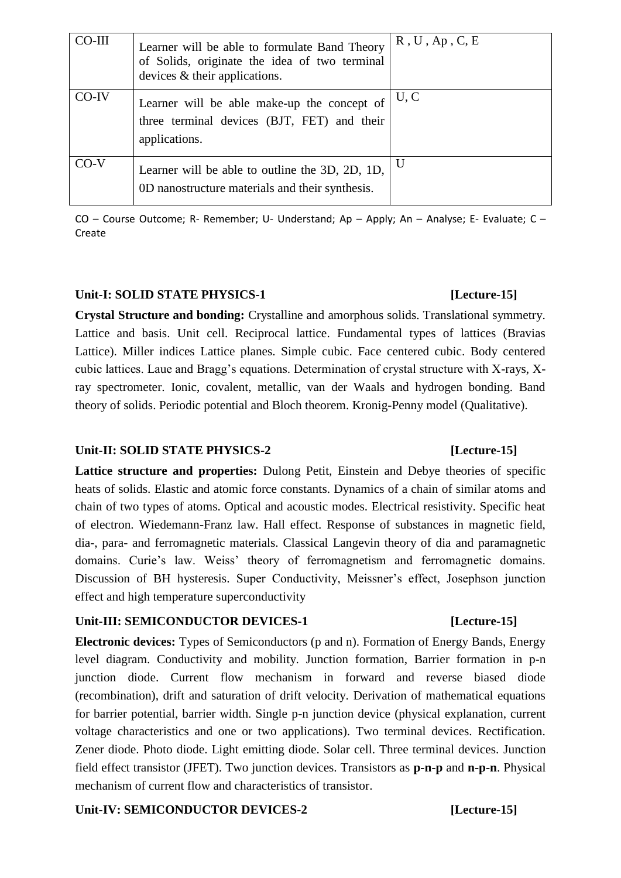| CO-III | Learner will be able to formulate Band Theory of Solids, originate the idea of two terminal devices & their applications. | R , U , Ap , C, E |
|---|---|---|
| CO-IV | Learner will be able make-up the concept of three terminal devices (BJT, FET) and their applications. | U, C |
| CO-V | Learner will be able to outline the 3D, 2D, 1D, 0D nanostructure materials and their synthesis. | U |

CO – Course Outcome; R- Remember; U- Understand; Ap – Apply; An – Analyse; E- Evaluate; C – Create

**Unit-I: SOLID STATE PHYSICS-1 [Lecture-15]**

**Crystal Structure and bonding:** Crystalline and amorphous solids. Translational symmetry. Lattice and basis. Unit cell. Reciprocal lattice. Fundamental types of lattices (Bravias Lattice). Miller indices Lattice planes. Simple cubic. Face centered cubic. Body centered cubic lattices. Laue and Bragg's equations. Determination of crystal structure with X-rays, X-ray spectrometer. Ionic, covalent, metallic, van der Waals and hydrogen bonding. Band theory of solids. Periodic potential and Bloch theorem. Kronig-Penny model (Qualitative).

**Unit-II: SOLID STATE PHYSICS-2 [Lecture-15]**

**Lattice structure and properties:** Dulong Petit, Einstein and Debye theories of specific heats of solids. Elastic and atomic force constants. Dynamics of a chain of similar atoms and chain of two types of atoms. Optical and acoustic modes. Electrical resistivity. Specific heat of electron. Wiedemann-Franz law. Hall effect. Response of substances in magnetic field, dia-, para- and ferromagnetic materials. Classical Langevin theory of dia and paramagnetic domains. Curie's law. Weiss' theory of ferromagnetism and ferromagnetic domains. Discussion of BH hysteresis. Super Conductivity, Meissner's effect, Josephson junction effect and high temperature superconductivity

**Unit-III: SEMICONDUCTOR DEVICES-1 [Lecture-15]**

**Electronic devices:** Types of Semiconductors (p and n). Formation of Energy Bands, Energy level diagram. Conductivity and mobility. Junction formation, Barrier formation in p-n junction diode. Current flow mechanism in forward and reverse biased diode (recombination), drift and saturation of drift velocity. Derivation of mathematical equations for barrier potential, barrier width. Single p-n junction device (physical explanation, current voltage characteristics and one or two applications). Two terminal devices. Rectification. Zener diode. Photo diode. Light emitting diode. Solar cell. Three terminal devices. Junction field effect transistor (JFET). Two junction devices. Transistors as **p-n-p** and **n-p-n**. Physical mechanism of current flow and characteristics of transistor.

**Unit-IV: SEMICONDUCTOR DEVICES-2 [Lecture-15]**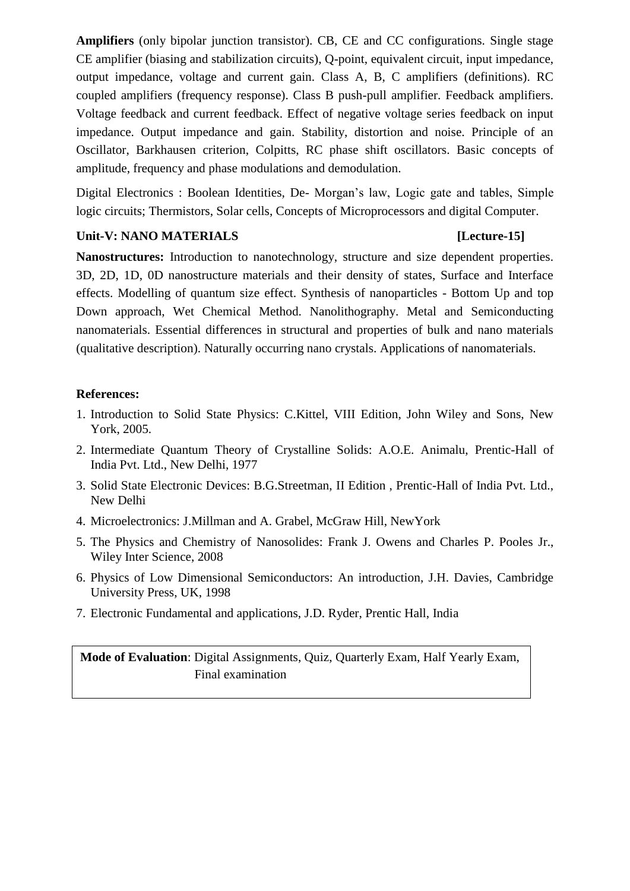**Amplifiers** (only bipolar junction transistor). CB, CE and CC configurations. Single stage CE amplifier (biasing and stabilization circuits), Q-point, equivalent circuit, input impedance, output impedance, voltage and current gain. Class A, B, C amplifiers (definitions). RC coupled amplifiers (frequency response). Class B push-pull amplifier. Feedback amplifiers. Voltage feedback and current feedback. Effect of negative voltage series feedback on input impedance. Output impedance and gain. Stability, distortion and noise. Principle of an Oscillator, Barkhausen criterion, Colpitts, RC phase shift oscillators. Basic concepts of amplitude, frequency and phase modulations and demodulation.

Digital Electronics : Boolean Identities, De- Morgan's law, Logic gate and tables, Simple logic circuits; Thermistors, Solar cells, Concepts of Microprocessors and digital Computer.

**Unit-V: NANO MATERIALS [Lecture-15]**

**Nanostructures:** Introduction to nanotechnology, structure and size dependent properties. 3D, 2D, 1D, 0D nanostructure materials and their density of states, Surface and Interface effects. Modelling of quantum size effect. Synthesis of nanoparticles - Bottom Up and top Down approach, Wet Chemical Method. Nanolithography. Metal and Semiconducting nanomaterials. Essential differences in structural and properties of bulk and nano materials (qualitative description). Naturally occurring nano crystals. Applications of nanomaterials.

**References:**

1. Introduction to Solid State Physics: C.Kittel, VIII Edition, John Wiley and Sons, New York, 2005.
2. Intermediate Quantum Theory of Crystalline Solids: A.O.E. Animalu, Prentic-Hall of India Pvt. Ltd., New Delhi, 1977
3. Solid State Electronic Devices: B.G.Streetman, II Edition , Prentic-Hall of India Pvt. Ltd., New Delhi
4. Microelectronics: J.Millman and A. Grabel, McGraw Hill, NewYork
5. The Physics and Chemistry of Nanosolides: Frank J. Owens and Charles P. Pooles Jr., Wiley Inter Science, 2008
6. Physics of Low Dimensional Semiconductors: An introduction, J.H. Davies, Cambridge University Press, UK, 1998
7. Electronic Fundamental and applications, J.D. Ryder, Prentic Hall, India

**Mode of Evaluation**: Digital Assignments, Quiz, Quarterly Exam, Half Yearly Exam, Final examination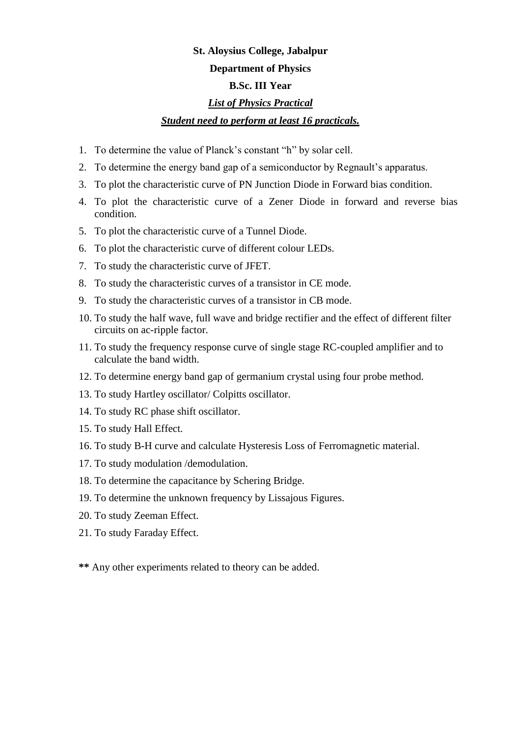**St. Aloysius College, Jabalpur**

**Department of Physics**

**B.Sc. III Year**

***List of Physics Practical***

***Student need to perform at least 16 practicals.***

1. To determine the value of Planck's constant "h" by solar cell.
2. To determine the energy band gap of a semiconductor by Regnault's apparatus.
3. To plot the characteristic curve of PN Junction Diode in Forward bias condition.
4. To plot the characteristic curve of a Zener Diode in forward and reverse bias condition.
5. To plot the characteristic curve of a Tunnel Diode.
6. To plot the characteristic curve of different colour LEDs.
7. To study the characteristic curve of JFET.
8. To study the characteristic curves of a transistor in CE mode.
9. To study the characteristic curves of a transistor in CB mode.
10. To study the half wave, full wave and bridge rectifier and the effect of different filter circuits on ac-ripple factor.
11. To study the frequency response curve of single stage RC-coupled amplifier and to calculate the band width.
12. To determine energy band gap of germanium crystal using four probe method.
13. To study Hartley oscillator/ Colpitts oscillator.
14. To study RC phase shift oscillator.
15. To study Hall Effect.
16. To study B-H curve and calculate Hysteresis Loss of Ferromagnetic material.
17. To study modulation /demodulation.
18. To determine the capacitance by Schering Bridge.
19. To determine the unknown frequency by Lissajous Figures.
20. To study Zeeman Effect.
21. To study Faraday Effect.

**\*\*** Any other experiments related to theory can be added.